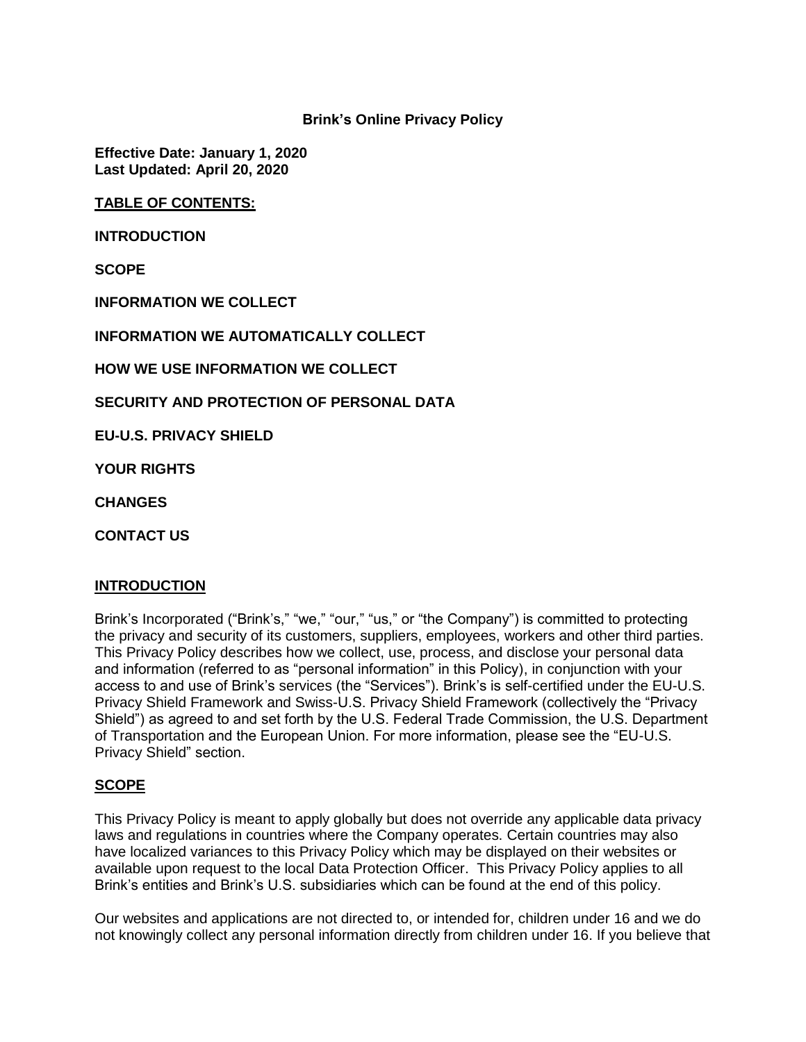# Brink's Online Privacy Policy

**Effective Date: January 1, 2020**
**Last Updated: April 20, 2020**

**TABLE OF CONTENTS:**

**INTRODUCTION**

**SCOPE**

**INFORMATION WE COLLECT**

**INFORMATION WE AUTOMATICALLY COLLECT**

**HOW WE USE INFORMATION WE COLLECT**

**SECURITY AND PROTECTION OF PERSONAL DATA**

**EU-U.S. PRIVACY SHIELD**

**YOUR RIGHTS**

**CHANGES**

**CONTACT US**

## INTRODUCTION

Brink's Incorporated ("Brink's," "we," "our," "us," or "the Company") is committed to protecting the privacy and security of its customers, suppliers, employees, workers and other third parties. This Privacy Policy describes how we collect, use, process, and disclose your personal data and information (referred to as "personal information" in this Policy), in conjunction with your access to and use of Brink's services (the "Services"). Brink's is self-certified under the EU-U.S. Privacy Shield Framework and Swiss-U.S. Privacy Shield Framework (collectively the "Privacy Shield") as agreed to and set forth by the U.S. Federal Trade Commission, the U.S. Department of Transportation and the European Union. For more information, please see the "EU-U.S. Privacy Shield" section.

## SCOPE

This Privacy Policy is meant to apply globally but does not override any applicable data privacy laws and regulations in countries where the Company operates. Certain countries may also have localized variances to this Privacy Policy which may be displayed on their websites or available upon request to the local Data Protection Officer. This Privacy Policy applies to all Brink's entities and Brink's U.S. subsidiaries which can be found at the end of this policy.

Our websites and applications are not directed to, or intended for, children under 16 and we do not knowingly collect any personal information directly from children under 16. If you believe that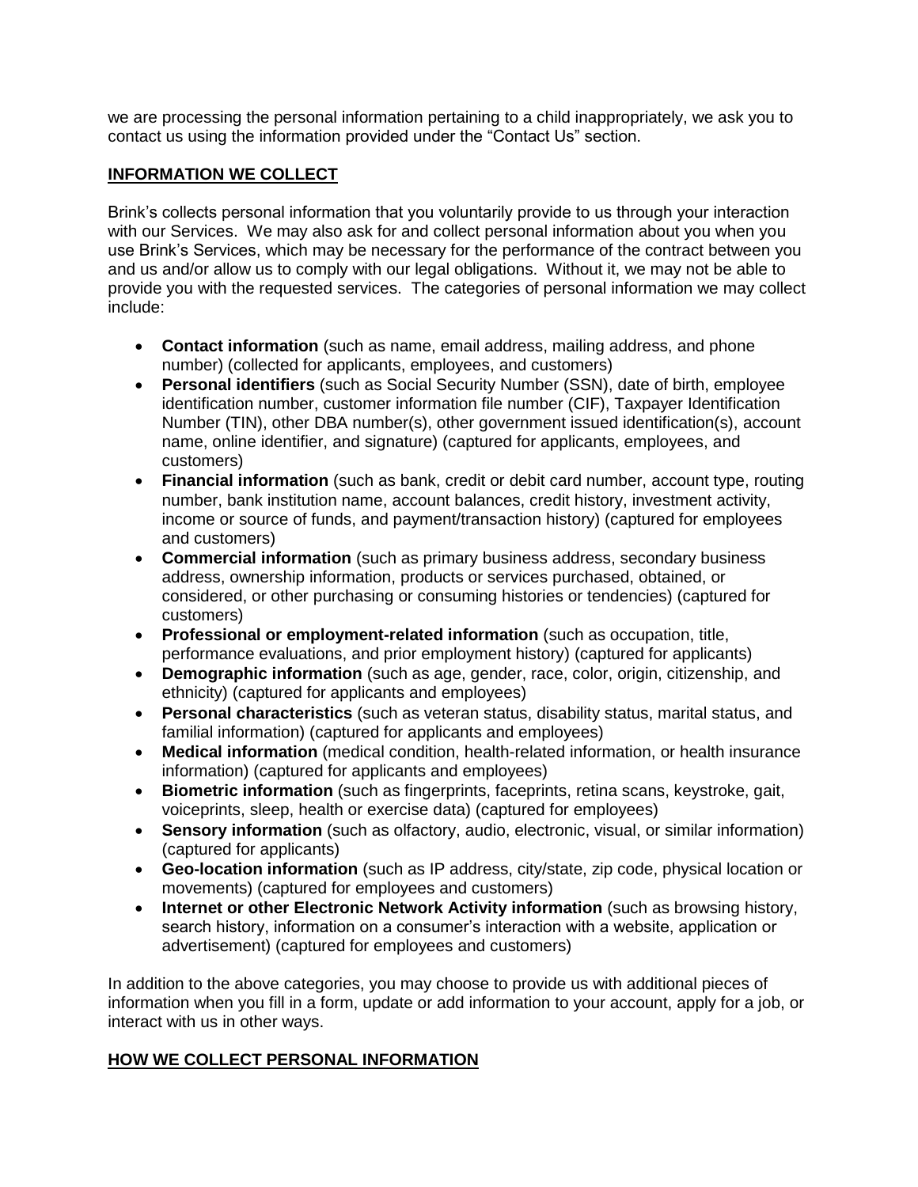we are processing the personal information pertaining to a child inappropriately, we ask you to contact us using the information provided under the "Contact Us" section.

## INFORMATION WE COLLECT

Brink's collects personal information that you voluntarily provide to us through your interaction with our Services. We may also ask for and collect personal information about you when you use Brink's Services, which may be necessary for the performance of the contract between you and us and/or allow us to comply with our legal obligations. Without it, we may not be able to provide you with the requested services. The categories of personal information we may collect include:

- **Contact information** (such as name, email address, mailing address, and phone number) (collected for applicants, employees, and customers)
- **Personal identifiers** (such as Social Security Number (SSN), date of birth, employee identification number, customer information file number (CIF), Taxpayer Identification Number (TIN), other DBA number(s), other government issued identification(s), account name, online identifier, and signature) (captured for applicants, employees, and customers)
- **Financial information** (such as bank, credit or debit card number, account type, routing number, bank institution name, account balances, credit history, investment activity, income or source of funds, and payment/transaction history) (captured for employees and customers)
- **Commercial information** (such as primary business address, secondary business address, ownership information, products or services purchased, obtained, or considered, or other purchasing or consuming histories or tendencies) (captured for customers)
- **Professional or employment-related information** (such as occupation, title, performance evaluations, and prior employment history) (captured for applicants)
- **Demographic information** (such as age, gender, race, color, origin, citizenship, and ethnicity) (captured for applicants and employees)
- **Personal characteristics** (such as veteran status, disability status, marital status, and familial information) (captured for applicants and employees)
- **Medical information** (medical condition, health-related information, or health insurance information) (captured for applicants and employees)
- **Biometric information** (such as fingerprints, faceprints, retina scans, keystroke, gait, voiceprints, sleep, health or exercise data) (captured for employees)
- **Sensory information** (such as olfactory, audio, electronic, visual, or similar information) (captured for applicants)
- **Geo-location information** (such as IP address, city/state, zip code, physical location or movements) (captured for employees and customers)
- **Internet or other Electronic Network Activity information** (such as browsing history, search history, information on a consumer's interaction with a website, application or advertisement) (captured for employees and customers)

In addition to the above categories, you may choose to provide us with additional pieces of information when you fill in a form, update or add information to your account, apply for a job, or interact with us in other ways.

## HOW WE COLLECT PERSONAL INFORMATION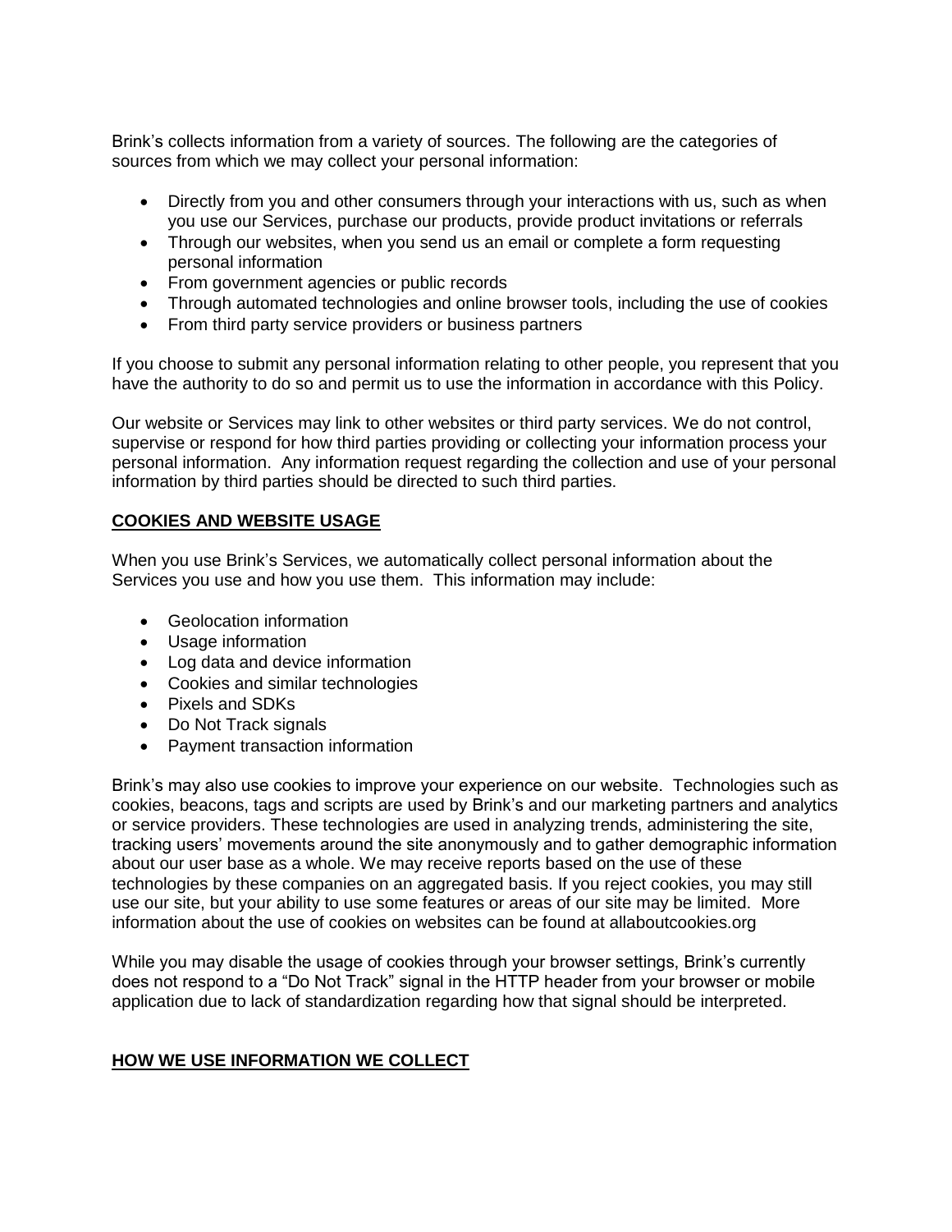Brink's collects information from a variety of sources. The following are the categories of sources from which we may collect your personal information:

- Directly from you and other consumers through your interactions with us, such as when you use our Services, purchase our products, provide product invitations or referrals
- Through our websites, when you send us an email or complete a form requesting personal information
- From government agencies or public records
- Through automated technologies and online browser tools, including the use of cookies
- From third party service providers or business partners

If you choose to submit any personal information relating to other people, you represent that you have the authority to do so and permit us to use the information in accordance with this Policy.

Our website or Services may link to other websites or third party services. We do not control, supervise or respond for how third parties providing or collecting your information process your personal information. Any information request regarding the collection and use of your personal information by third parties should be directed to such third parties.

## COOKIES AND WEBSITE USAGE

When you use Brink's Services, we automatically collect personal information about the Services you use and how you use them. This information may include:

- Geolocation information
- Usage information
- Log data and device information
- Cookies and similar technologies
- Pixels and SDKs
- Do Not Track signals
- Payment transaction information

Brink's may also use cookies to improve your experience on our website. Technologies such as cookies, beacons, tags and scripts are used by Brink's and our marketing partners and analytics or service providers. These technologies are used in analyzing trends, administering the site, tracking users' movements around the site anonymously and to gather demographic information about our user base as a whole. We may receive reports based on the use of these technologies by these companies on an aggregated basis. If you reject cookies, you may still use our site, but your ability to use some features or areas of our site may be limited. More information about the use of cookies on websites can be found at allaboutcookies.org

While you may disable the usage of cookies through your browser settings, Brink's currently does not respond to a "Do Not Track" signal in the HTTP header from your browser or mobile application due to lack of standardization regarding how that signal should be interpreted.

## HOW WE USE INFORMATION WE COLLECT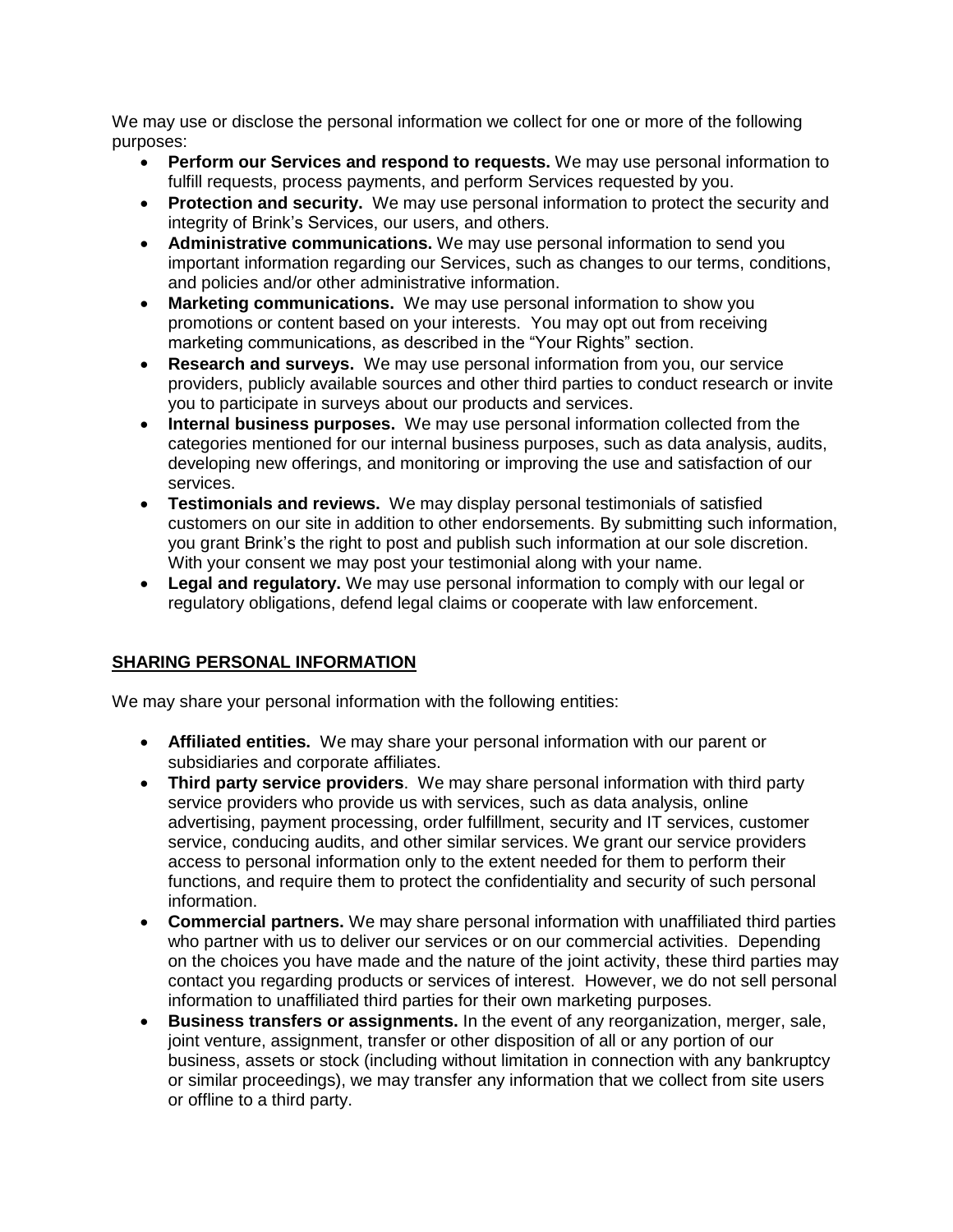We may use or disclose the personal information we collect for one or more of the following purposes:

- **Perform our Services and respond to requests.** We may use personal information to fulfill requests, process payments, and perform Services requested by you.
- **Protection and security.** We may use personal information to protect the security and integrity of Brink's Services, our users, and others.
- **Administrative communications.** We may use personal information to send you important information regarding our Services, such as changes to our terms, conditions, and policies and/or other administrative information.
- **Marketing communications.** We may use personal information to show you promotions or content based on your interests. You may opt out from receiving marketing communications, as described in the "Your Rights" section.
- **Research and surveys.** We may use personal information from you, our service providers, publicly available sources and other third parties to conduct research or invite you to participate in surveys about our products and services.
- **Internal business purposes.** We may use personal information collected from the categories mentioned for our internal business purposes, such as data analysis, audits, developing new offerings, and monitoring or improving the use and satisfaction of our services.
- **Testimonials and reviews.** We may display personal testimonials of satisfied customers on our site in addition to other endorsements. By submitting such information, you grant Brink's the right to post and publish such information at our sole discretion. With your consent we may post your testimonial along with your name.
- **Legal and regulatory.** We may use personal information to comply with our legal or regulatory obligations, defend legal claims or cooperate with law enforcement.

## SHARING PERSONAL INFORMATION

We may share your personal information with the following entities:

- **Affiliated entities.** We may share your personal information with our parent or subsidiaries and corporate affiliates.
- **Third party service providers**. We may share personal information with third party service providers who provide us with services, such as data analysis, online advertising, payment processing, order fulfillment, security and IT services, customer service, conducing audits, and other similar services. We grant our service providers access to personal information only to the extent needed for them to perform their functions, and require them to protect the confidentiality and security of such personal information.
- **Commercial partners.** We may share personal information with unaffiliated third parties who partner with us to deliver our services or on our commercial activities. Depending on the choices you have made and the nature of the joint activity, these third parties may contact you regarding products or services of interest. However, we do not sell personal information to unaffiliated third parties for their own marketing purposes.
- **Business transfers or assignments.** In the event of any reorganization, merger, sale, joint venture, assignment, transfer or other disposition of all or any portion of our business, assets or stock (including without limitation in connection with any bankruptcy or similar proceedings), we may transfer any information that we collect from site users or offline to a third party.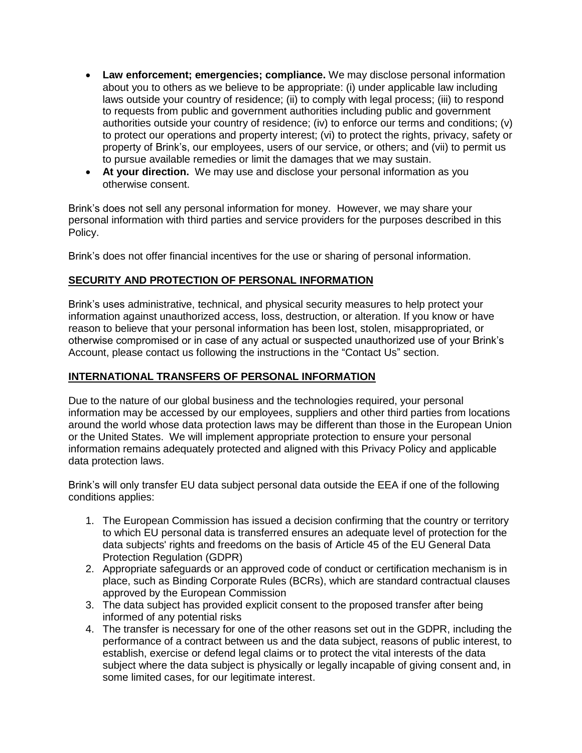- **Law enforcement; emergencies; compliance.** We may disclose personal information about you to others as we believe to be appropriate: (i) under applicable law including laws outside your country of residence; (ii) to comply with legal process; (iii) to respond to requests from public and government authorities including public and government authorities outside your country of residence; (iv) to enforce our terms and conditions; (v) to protect our operations and property interest; (vi) to protect the rights, privacy, safety or property of Brink's, our employees, users of our service, or others; and (vii) to permit us to pursue available remedies or limit the damages that we may sustain.
- **At your direction.** We may use and disclose your personal information as you otherwise consent.

Brink's does not sell any personal information for money. However, we may share your personal information with third parties and service providers for the purposes described in this Policy.

Brink's does not offer financial incentives for the use or sharing of personal information.

## SECURITY AND PROTECTION OF PERSONAL INFORMATION

Brink's uses administrative, technical, and physical security measures to help protect your information against unauthorized access, loss, destruction, or alteration. If you know or have reason to believe that your personal information has been lost, stolen, misappropriated, or otherwise compromised or in case of any actual or suspected unauthorized use of your Brink's Account, please contact us following the instructions in the "Contact Us" section.

## INTERNATIONAL TRANSFERS OF PERSONAL INFORMATION

Due to the nature of our global business and the technologies required, your personal information may be accessed by our employees, suppliers and other third parties from locations around the world whose data protection laws may be different than those in the European Union or the United States. We will implement appropriate protection to ensure your personal information remains adequately protected and aligned with this Privacy Policy and applicable data protection laws.

Brink's will only transfer EU data subject personal data outside the EEA if one of the following conditions applies:

1. The European Commission has issued a decision confirming that the country or territory to which EU personal data is transferred ensures an adequate level of protection for the data subjects' rights and freedoms on the basis of Article 45 of the EU General Data Protection Regulation (GDPR)
2. Appropriate safeguards or an approved code of conduct or certification mechanism is in place, such as Binding Corporate Rules (BCRs), which are standard contractual clauses approved by the European Commission
3. The data subject has provided explicit consent to the proposed transfer after being informed of any potential risks
4. The transfer is necessary for one of the other reasons set out in the GDPR, including the performance of a contract between us and the data subject, reasons of public interest, to establish, exercise or defend legal claims or to protect the vital interests of the data subject where the data subject is physically or legally incapable of giving consent and, in some limited cases, for our legitimate interest.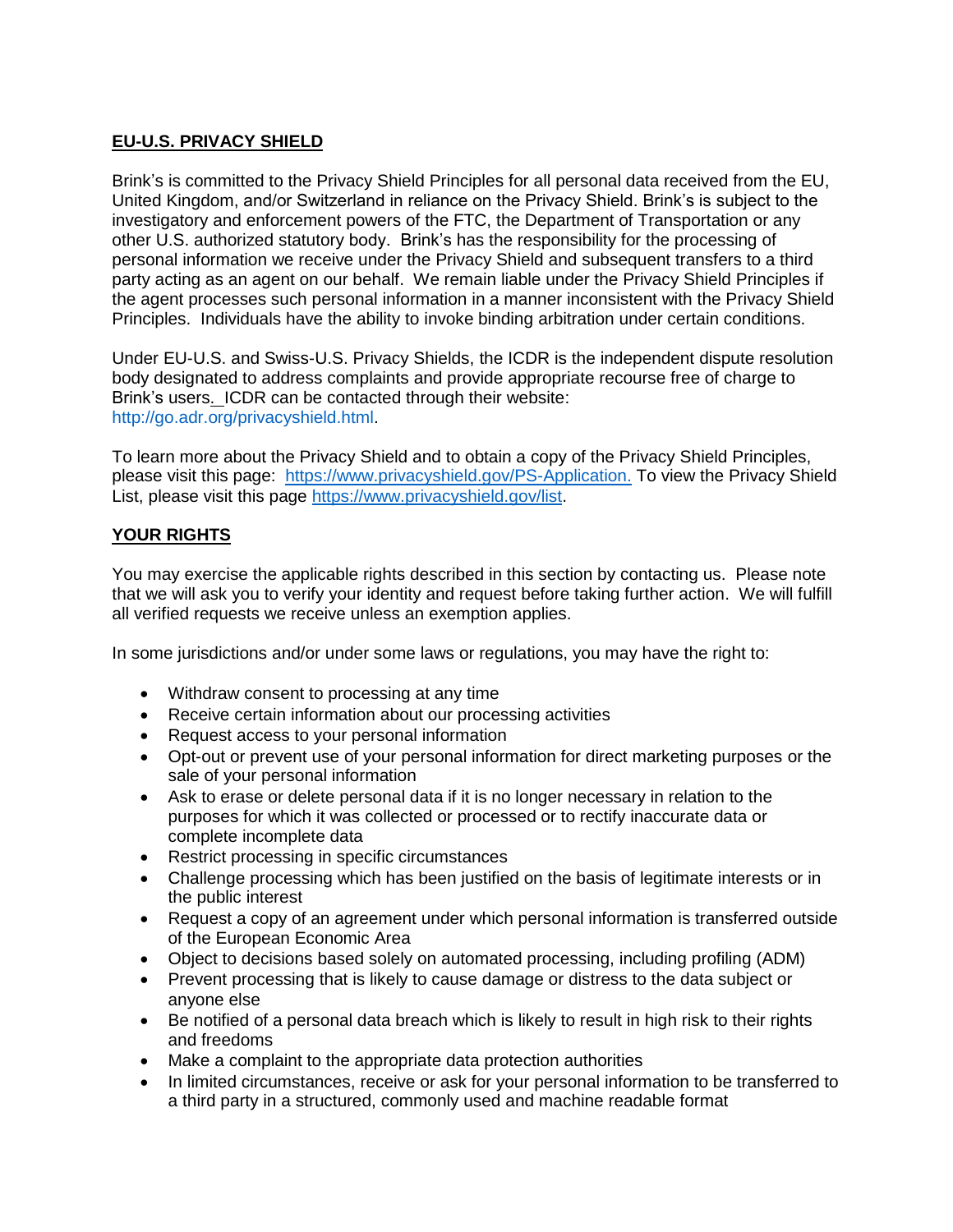## EU-U.S. PRIVACY SHIELD

Brink's is committed to the Privacy Shield Principles for all personal data received from the EU, United Kingdom, and/or Switzerland in reliance on the Privacy Shield. Brink's is subject to the investigatory and enforcement powers of the FTC, the Department of Transportation or any other U.S. authorized statutory body. Brink's has the responsibility for the processing of personal information we receive under the Privacy Shield and subsequent transfers to a third party acting as an agent on our behalf. We remain liable under the Privacy Shield Principles if the agent processes such personal information in a manner inconsistent with the Privacy Shield Principles. Individuals have the ability to invoke binding arbitration under certain conditions.

Under EU-U.S. and Swiss-U.S. Privacy Shields, the ICDR is the independent dispute resolution body designated to address complaints and provide appropriate recourse free of charge to Brink's users. ICDR can be contacted through their website: http://go.adr.org/privacyshield.html.

To learn more about the Privacy Shield and to obtain a copy of the Privacy Shield Principles, please visit this page: https://www.privacyshield.gov/PS-Application. To view the Privacy Shield List, please visit this page https://www.privacyshield.gov/list.

## YOUR RIGHTS

You may exercise the applicable rights described in this section by contacting us. Please note that we will ask you to verify your identity and request before taking further action. We will fulfill all verified requests we receive unless an exemption applies.

In some jurisdictions and/or under some laws or regulations, you may have the right to:

- Withdraw consent to processing at any time
- Receive certain information about our processing activities
- Request access to your personal information
- Opt-out or prevent use of your personal information for direct marketing purposes or the sale of your personal information
- Ask to erase or delete personal data if it is no longer necessary in relation to the purposes for which it was collected or processed or to rectify inaccurate data or complete incomplete data
- Restrict processing in specific circumstances
- Challenge processing which has been justified on the basis of legitimate interests or in the public interest
- Request a copy of an agreement under which personal information is transferred outside of the European Economic Area
- Object to decisions based solely on automated processing, including profiling (ADM)
- Prevent processing that is likely to cause damage or distress to the data subject or anyone else
- Be notified of a personal data breach which is likely to result in high risk to their rights and freedoms
- Make a complaint to the appropriate data protection authorities
- In limited circumstances, receive or ask for your personal information to be transferred to a third party in a structured, commonly used and machine readable format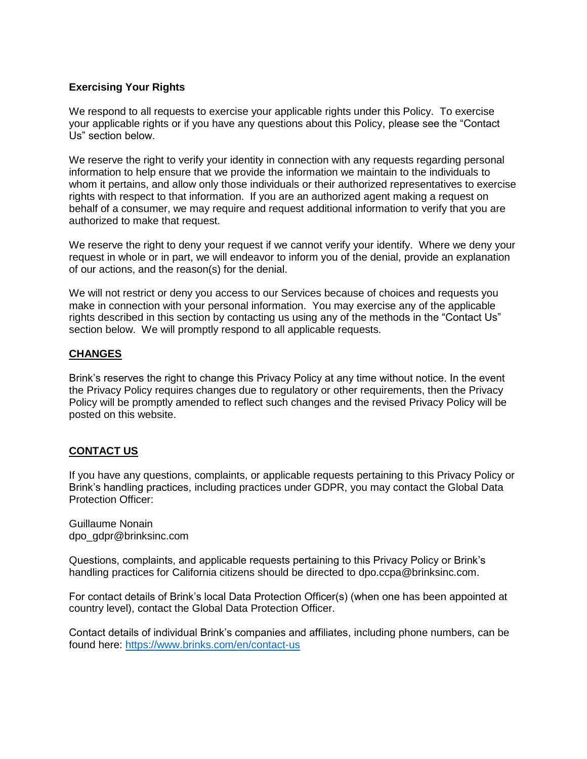**Exercising Your Rights**

We respond to all requests to exercise your applicable rights under this Policy. To exercise your applicable rights or if you have any questions about this Policy, please see the "Contact Us" section below.

We reserve the right to verify your identity in connection with any requests regarding personal information to help ensure that we provide the information we maintain to the individuals to whom it pertains, and allow only those individuals or their authorized representatives to exercise rights with respect to that information. If you are an authorized agent making a request on behalf of a consumer, we may require and request additional information to verify that you are authorized to make that request.

We reserve the right to deny your request if we cannot verify your identify. Where we deny your request in whole or in part, we will endeavor to inform you of the denial, provide an explanation of our actions, and the reason(s) for the denial.

We will not restrict or deny you access to our Services because of choices and requests you make in connection with your personal information. You may exercise any of the applicable rights described in this section by contacting us using any of the methods in the "Contact Us" section below. We will promptly respond to all applicable requests.

## CHANGES

Brink's reserves the right to change this Privacy Policy at any time without notice. In the event the Privacy Policy requires changes due to regulatory or other requirements, then the Privacy Policy will be promptly amended to reflect such changes and the revised Privacy Policy will be posted on this website.

## CONTACT US

If you have any questions, complaints, or applicable requests pertaining to this Privacy Policy or Brink's handling practices, including practices under GDPR, you may contact the Global Data Protection Officer:

Guillaume Nonain
dpo_gdpr@brinksinc.com

Questions, complaints, and applicable requests pertaining to this Privacy Policy or Brink's handling practices for California citizens should be directed to dpo.ccpa@brinksinc.com.

For contact details of Brink's local Data Protection Officer(s) (when one has been appointed at country level), contact the Global Data Protection Officer.

Contact details of individual Brink's companies and affiliates, including phone numbers, can be found here: [https://www.brinks.com/en/contact-us](https://www.brinks.com/en/contact-us)